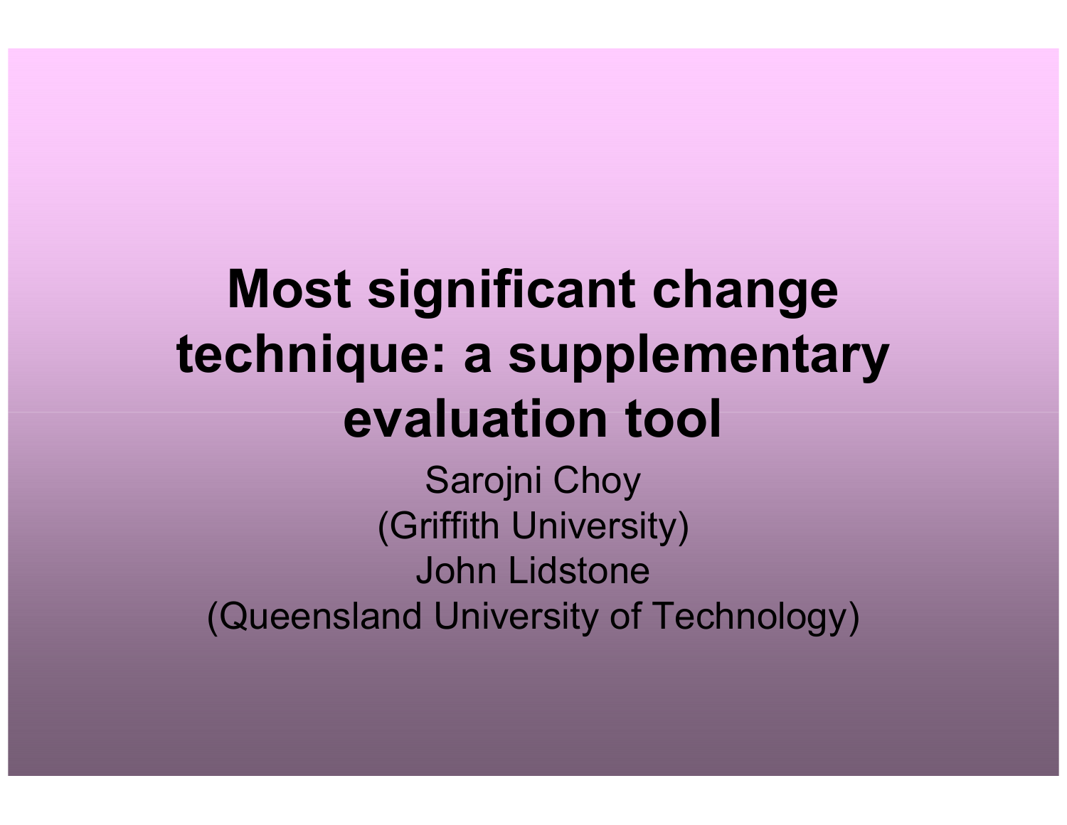# Most significant change technique: a supplementary evaluation tool

Sarojni Choy
(Griffith University)
John Lidstone
(Queensland University of Technology)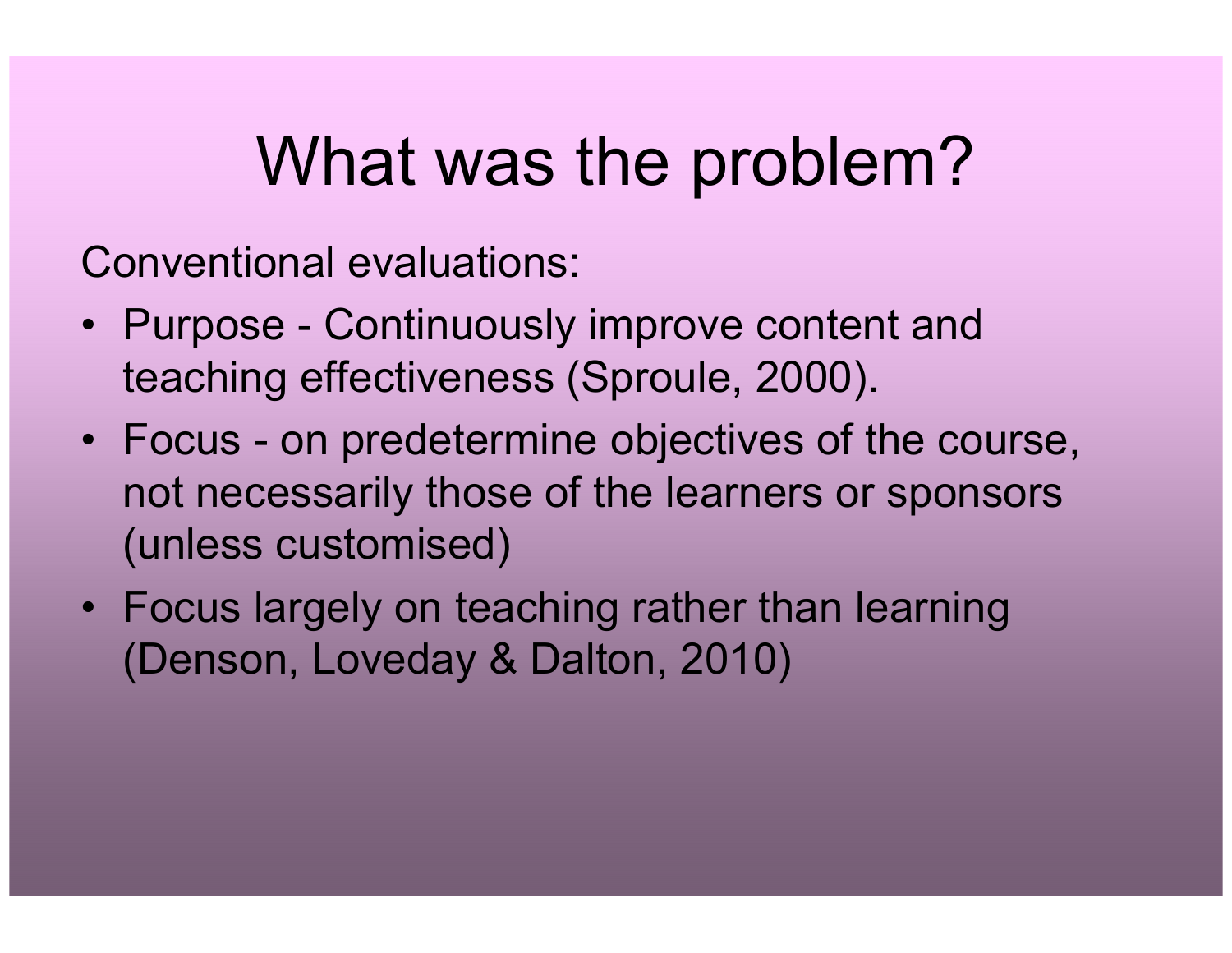# What was the problem?

Conventional evaluations:

- Purpose - Continuously improve content and teaching effectiveness (Sproule, 2000).
- Focus - on predetermine objectives of the course, not necessarily those of the learners or sponsors (unless customised)
- Focus largely on teaching rather than learning (Denson, Loveday & Dalton, 2010)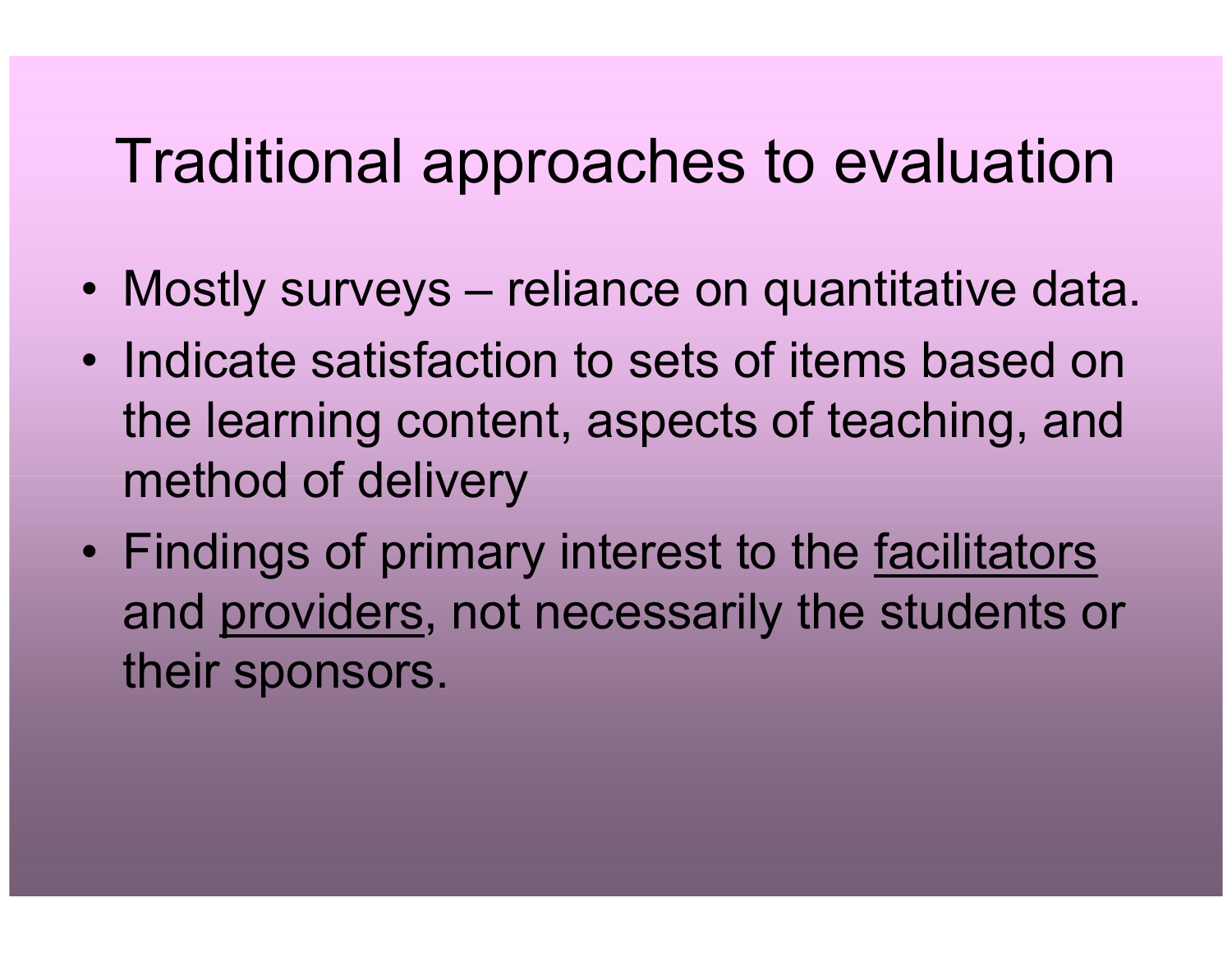# Traditional approaches to evaluation

- Mostly surveys – reliance on quantitative data.
- Indicate satisfaction to sets of items based on the learning content, aspects of teaching, and method of delivery
- Findings of primary interest to the <u>facilitators</u> and <u>providers</u>, not necessarily the students or their sponsors.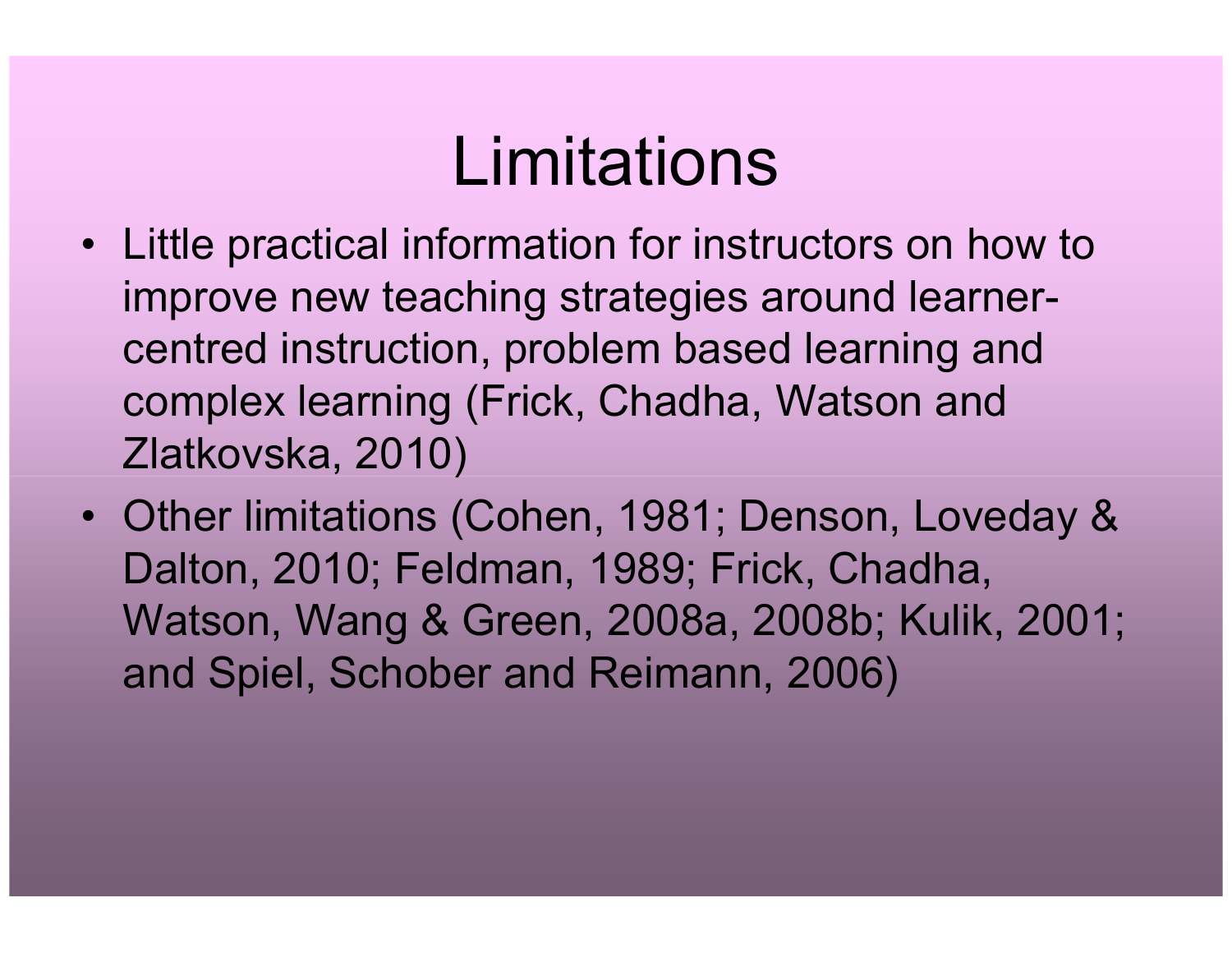# Limitations

- Little practical information for instructors on how to improve new teaching strategies around learner-centred instruction, problem based learning and complex learning (Frick, Chadha, Watson and Zlatkovska, 2010)
- Other limitations (Cohen, 1981; Denson, Loveday & Dalton, 2010; Feldman, 1989; Frick, Chadha, Watson, Wang & Green, 2008a, 2008b; Kulik, 2001; and Spiel, Schober and Reimann, 2006)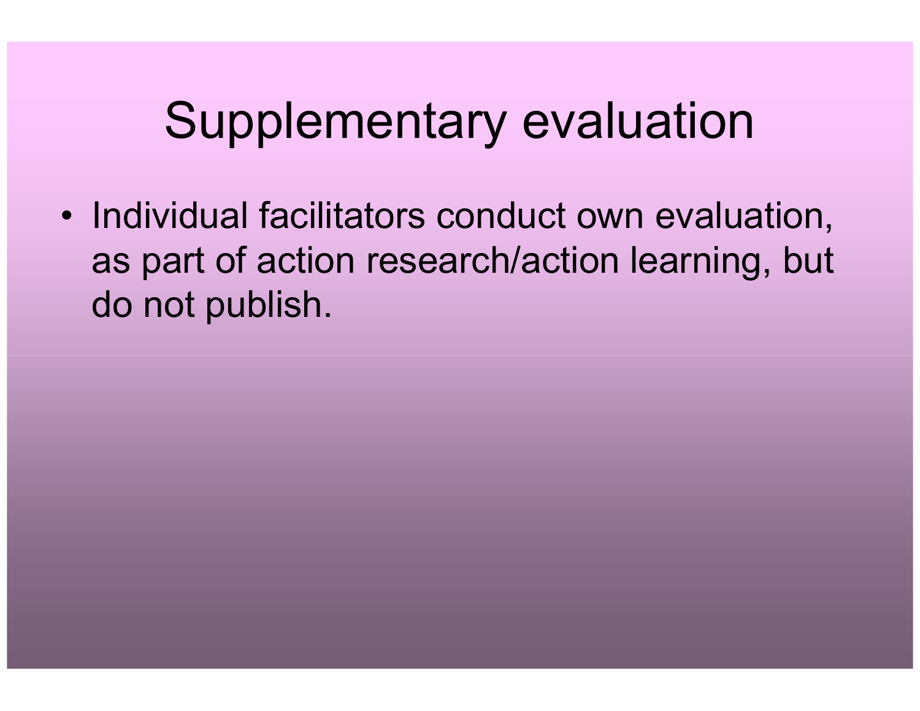# Supplementary evaluation

- Individual facilitators conduct own evaluation, as part of action research/action learning, but do not publish.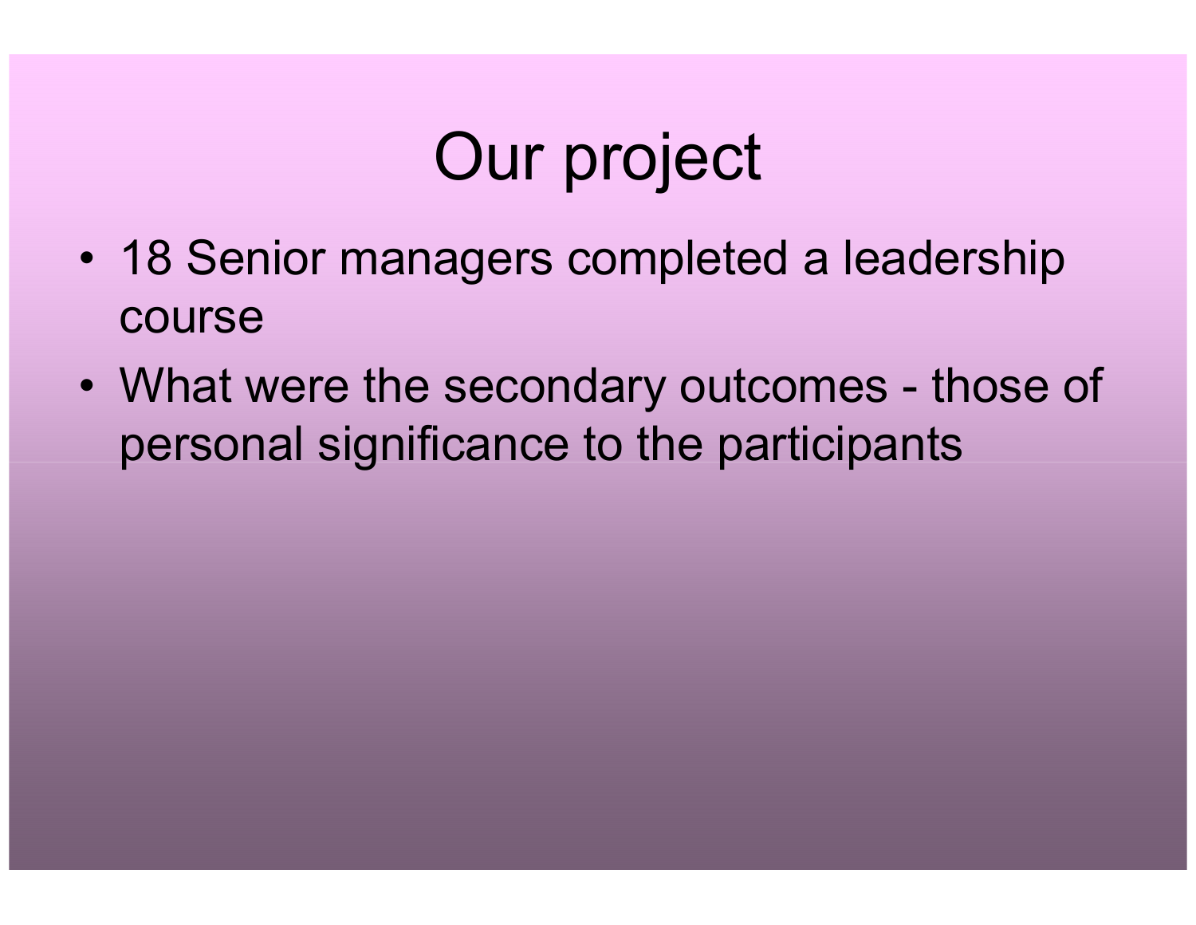# Our project

- 18 Senior managers completed a leadership course
- What were the secondary outcomes - those of personal significance to the participants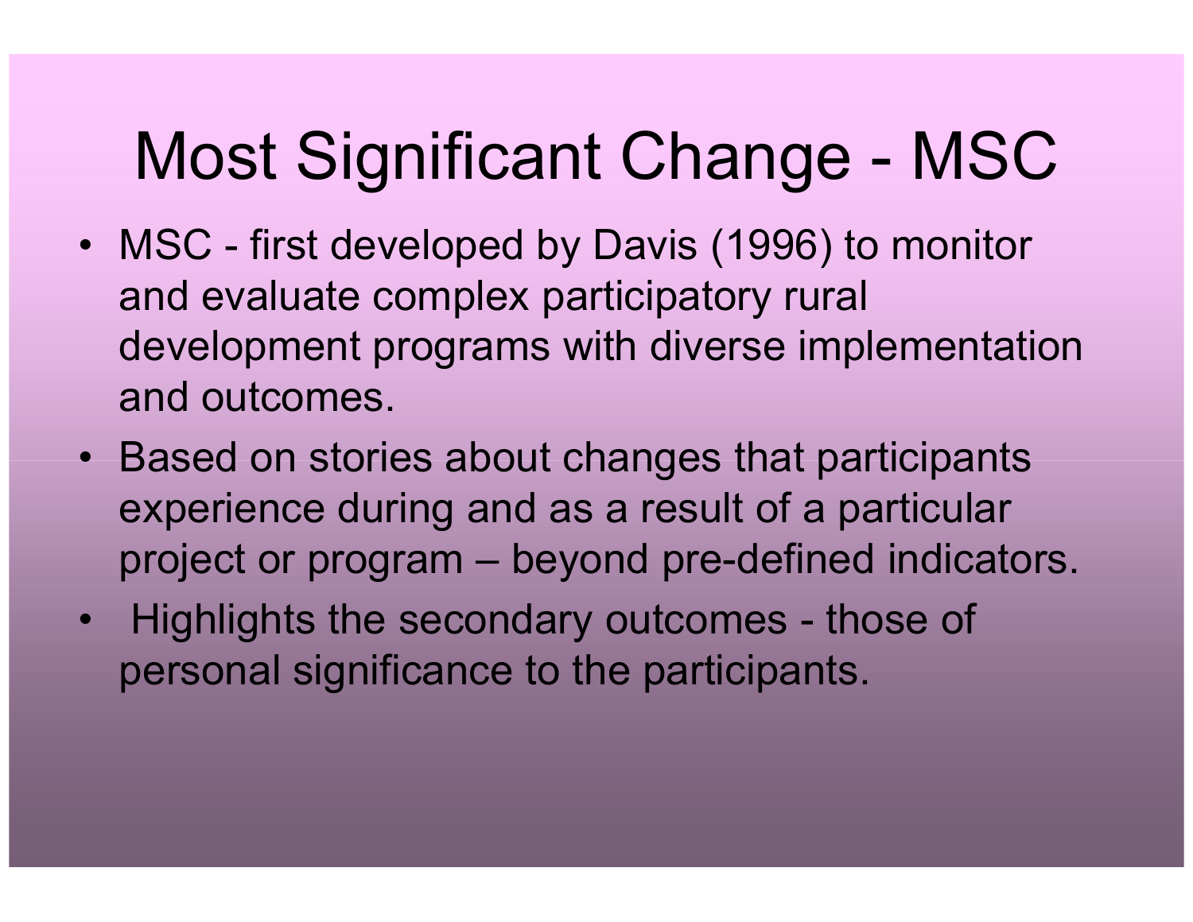# Most Significant Change - MSC

- MSC - first developed by Davis (1996) to monitor and evaluate complex participatory rural development programs with diverse implementation and outcomes.
- Based on stories about changes that participants experience during and as a result of a particular project or program – beyond pre-defined indicators.
- Highlights the secondary outcomes - those of personal significance to the participants.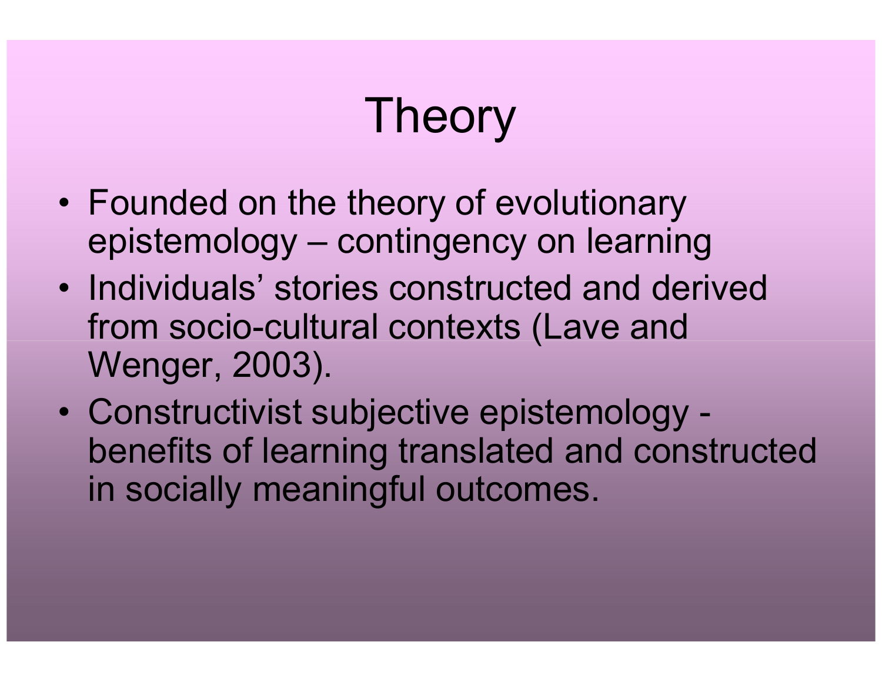# Theory

- Founded on the theory of evolutionary epistemology – contingency on learning
- Individuals' stories constructed and derived from socio-cultural contexts (Lave and Wenger, 2003).
- Constructivist subjective epistemology - benefits of learning translated and constructed in socially meaningful outcomes.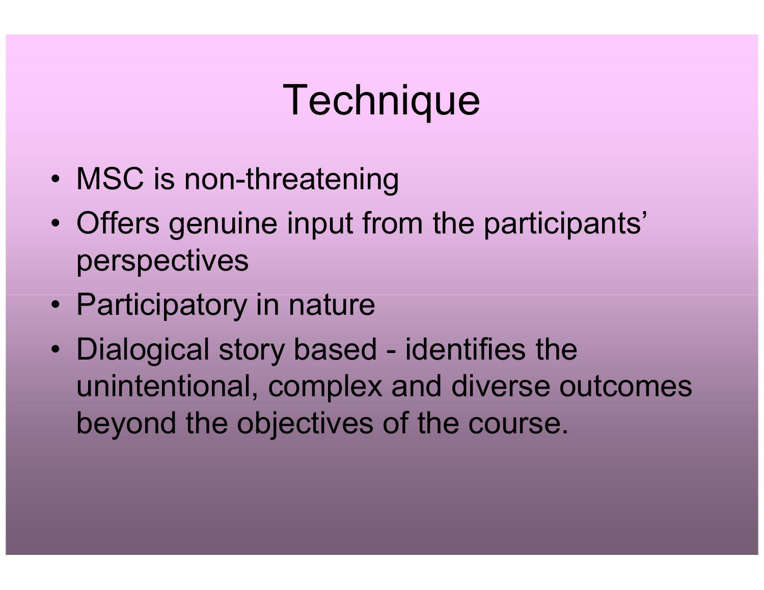# Technique

- MSC is non-threatening
- Offers genuine input from the participants' perspectives
- Participatory in nature
- Dialogical story based - identifies the unintentional, complex and diverse outcomes beyond the objectives of the course.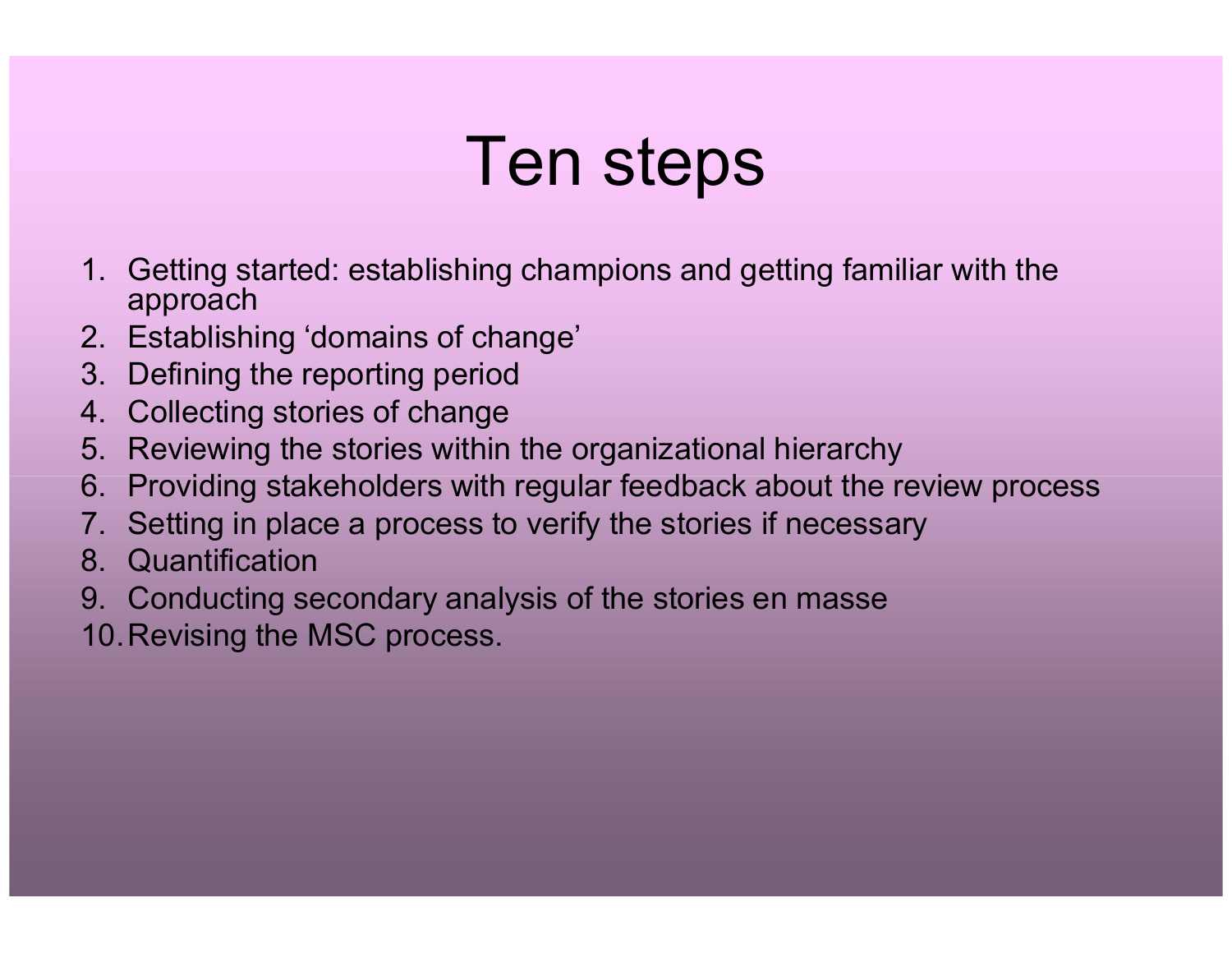# Ten steps

1. Getting started: establishing champions and getting familiar with the approach
2. Establishing ‘domains of change’
3. Defining the reporting period
4. Collecting stories of change
5. Reviewing the stories within the organizational hierarchy
6. Providing stakeholders with regular feedback about the review process
7. Setting in place a process to verify the stories if necessary
8. Quantification
9. Conducting secondary analysis of the stories en masse
10. Revising the MSC process.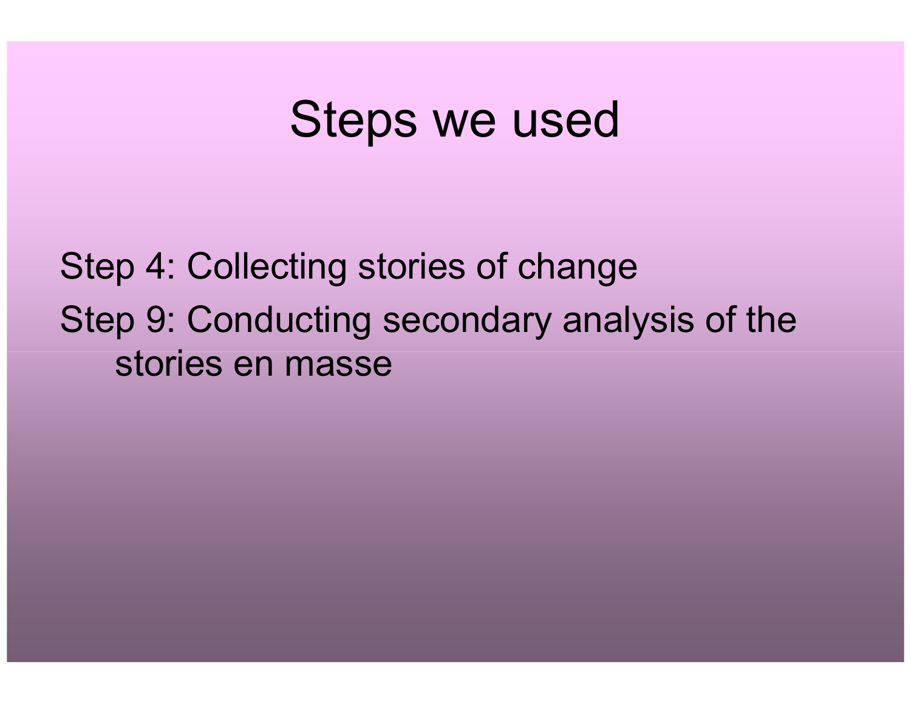# Steps we used

Step 4: Collecting stories of change

Step 9: Conducting secondary analysis of the stories en masse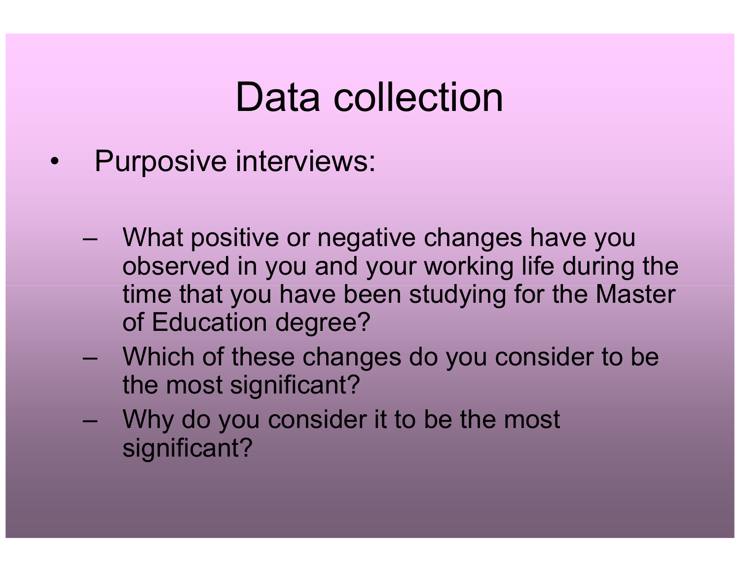# Data collection

- Purposive interviews:
  - What positive or negative changes have you observed in you and your working life during the time that you have been studying for the Master of Education degree?
  - Which of these changes do you consider to be the most significant?
  - Why do you consider it to be the most significant?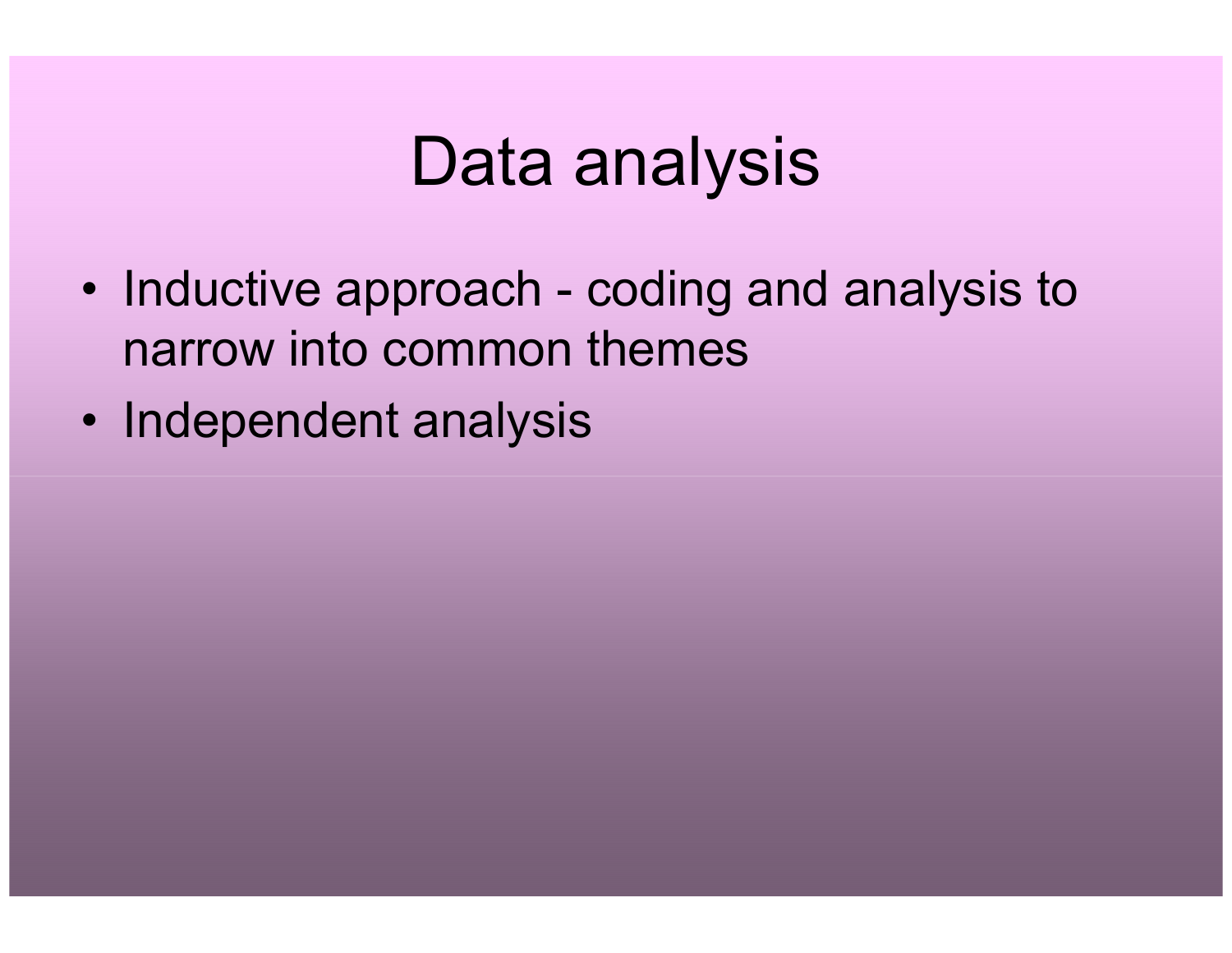# Data analysis

- Inductive approach - coding and analysis to narrow into common themes
- Independent analysis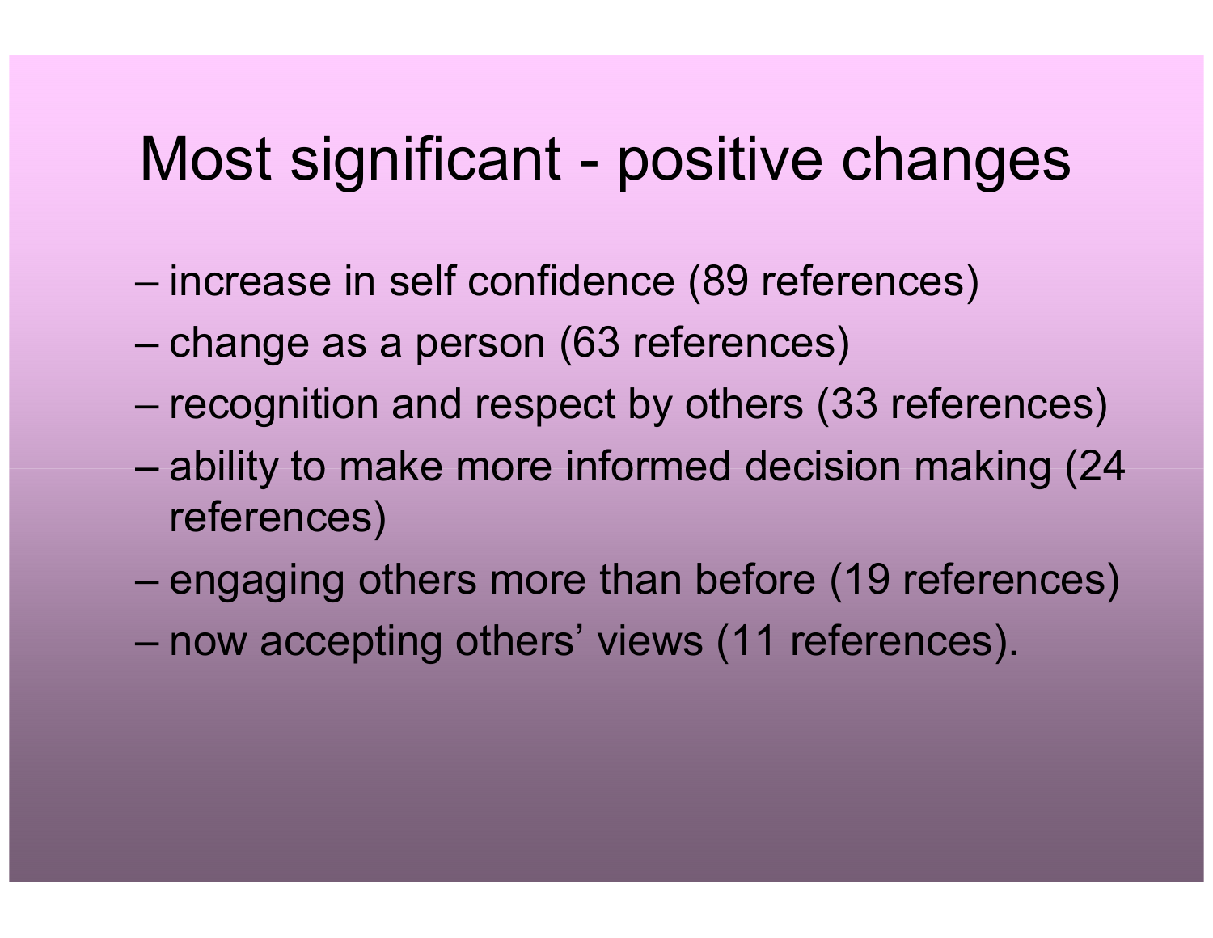# Most significant - positive changes

- increase in self confidence (89 references)
- change as a person (63 references)
- recognition and respect by others (33 references)
- ability to make more informed decision making (24 references)
- engaging others more than before (19 references)
- now accepting others’ views (11 references).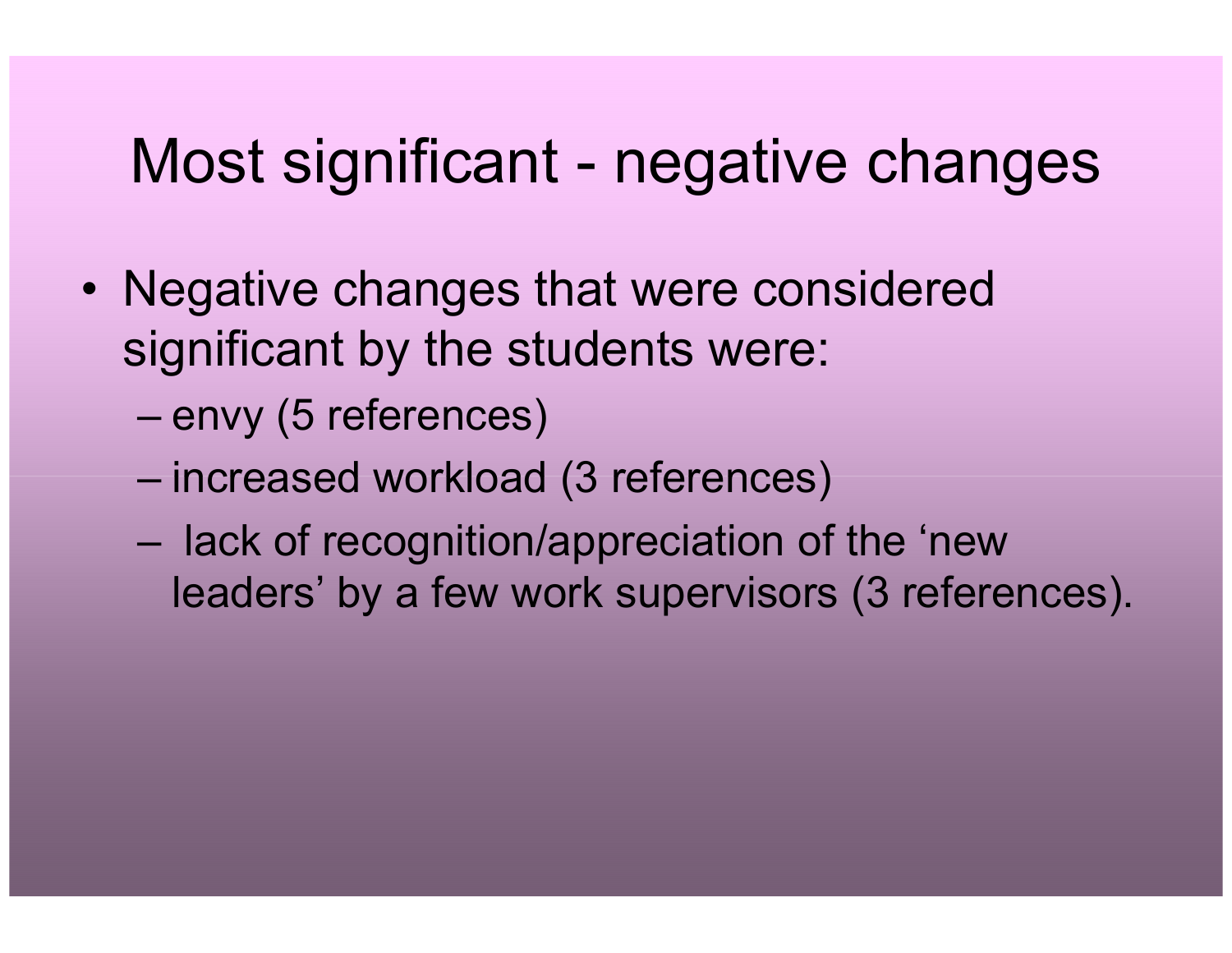# Most significant - negative changes

- Negative changes that were considered significant by the students were:
  - envy (5 references)
  - increased workload (3 references)
  - lack of recognition/appreciation of the 'new leaders' by a few work supervisors (3 references).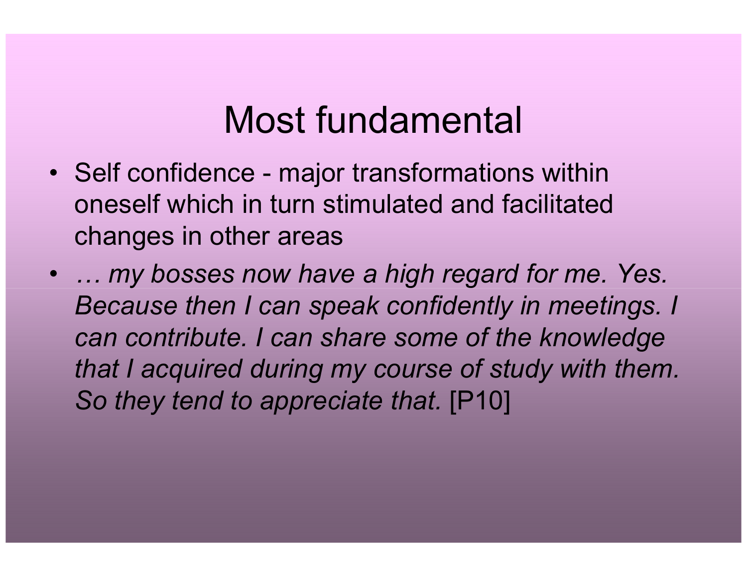# Most fundamental

- Self confidence - major transformations within oneself which in turn stimulated and facilitated changes in other areas
- *… my bosses now have a high regard for me. Yes. Because then I can speak confidently in meetings. I can contribute. I can share some of the knowledge that I acquired during my course of study with them. So they tend to appreciate that.* [P10]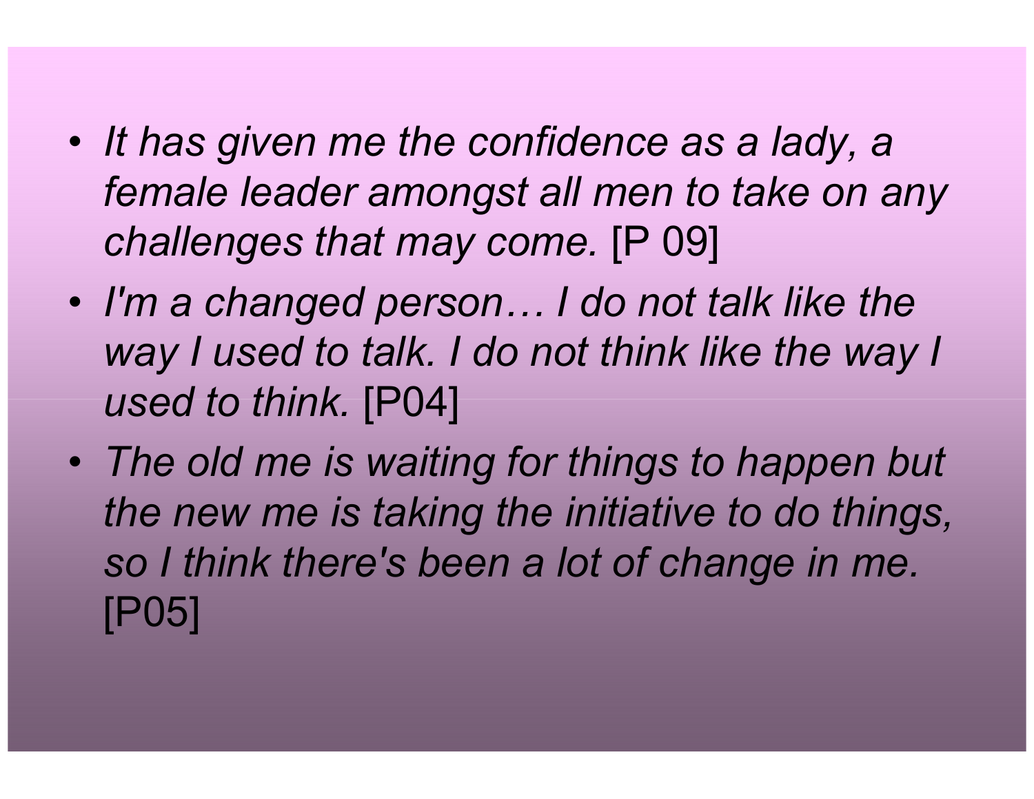- *It has given me the confidence as a lady, a female leader amongst all men to take on any challenges that may come.* [P 09]
- *I'm a changed person… I do not talk like the way I used to talk. I do not think like the way I used to think.* [P04]
- *The old me is waiting for things to happen but the new me is taking the initiative to do things, so I think there's been a lot of change in me.* [P05]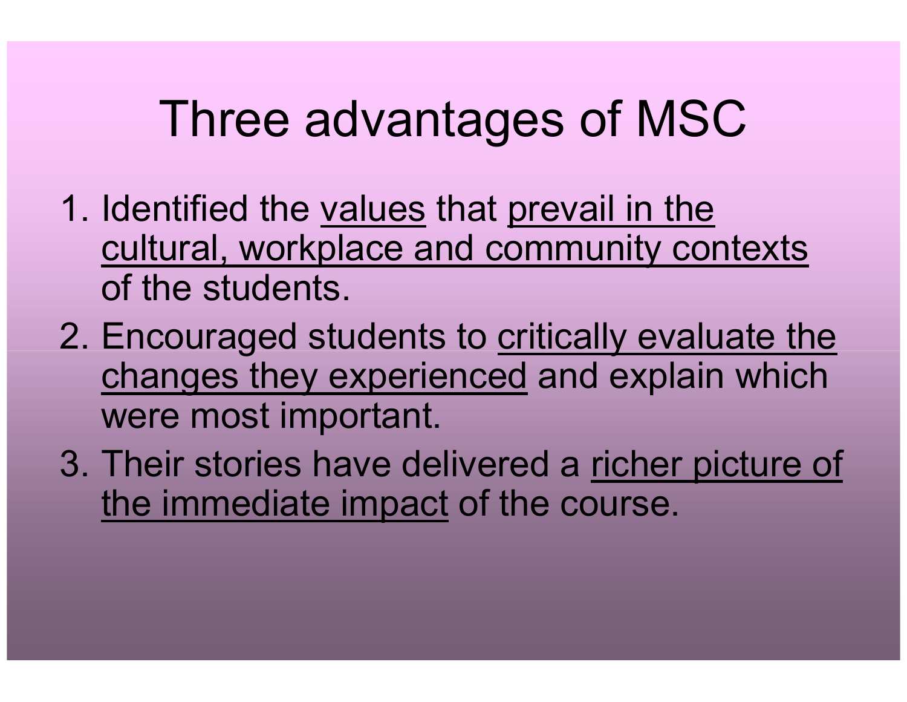# Three advantages of MSC

1. Identified the <u>values</u> that <u>prevail in the cultural, workplace and community contexts</u> of the students.
2. Encouraged students to <u>critically evaluate the changes they experienced</u> and explain which were most important.
3. Their stories have delivered a <u>richer picture of the immediate impact</u> of the course.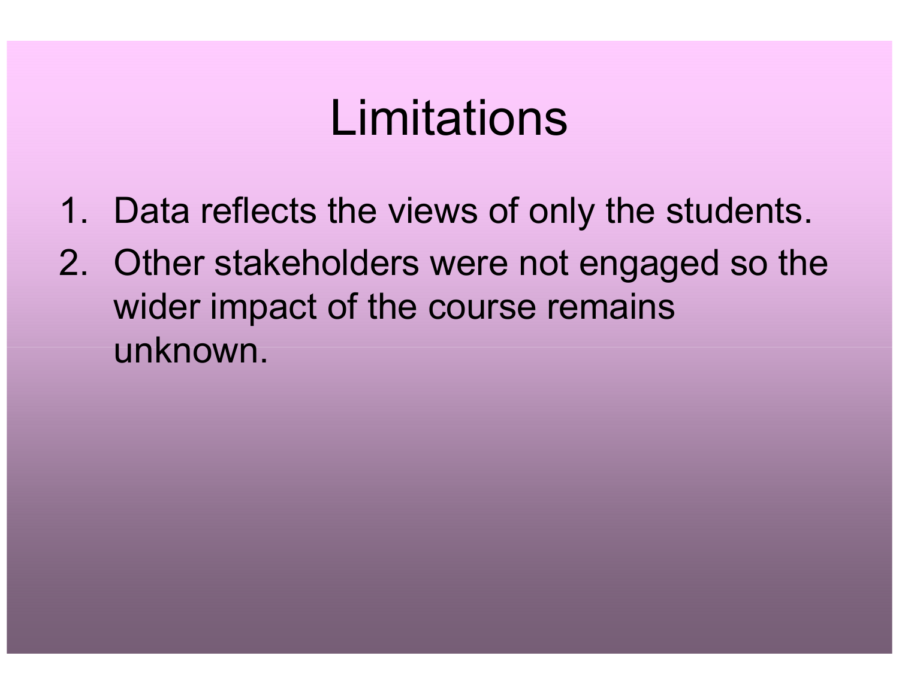# Limitations

1. Data reflects the views of only the students.
2. Other stakeholders were not engaged so the wider impact of the course remains unknown.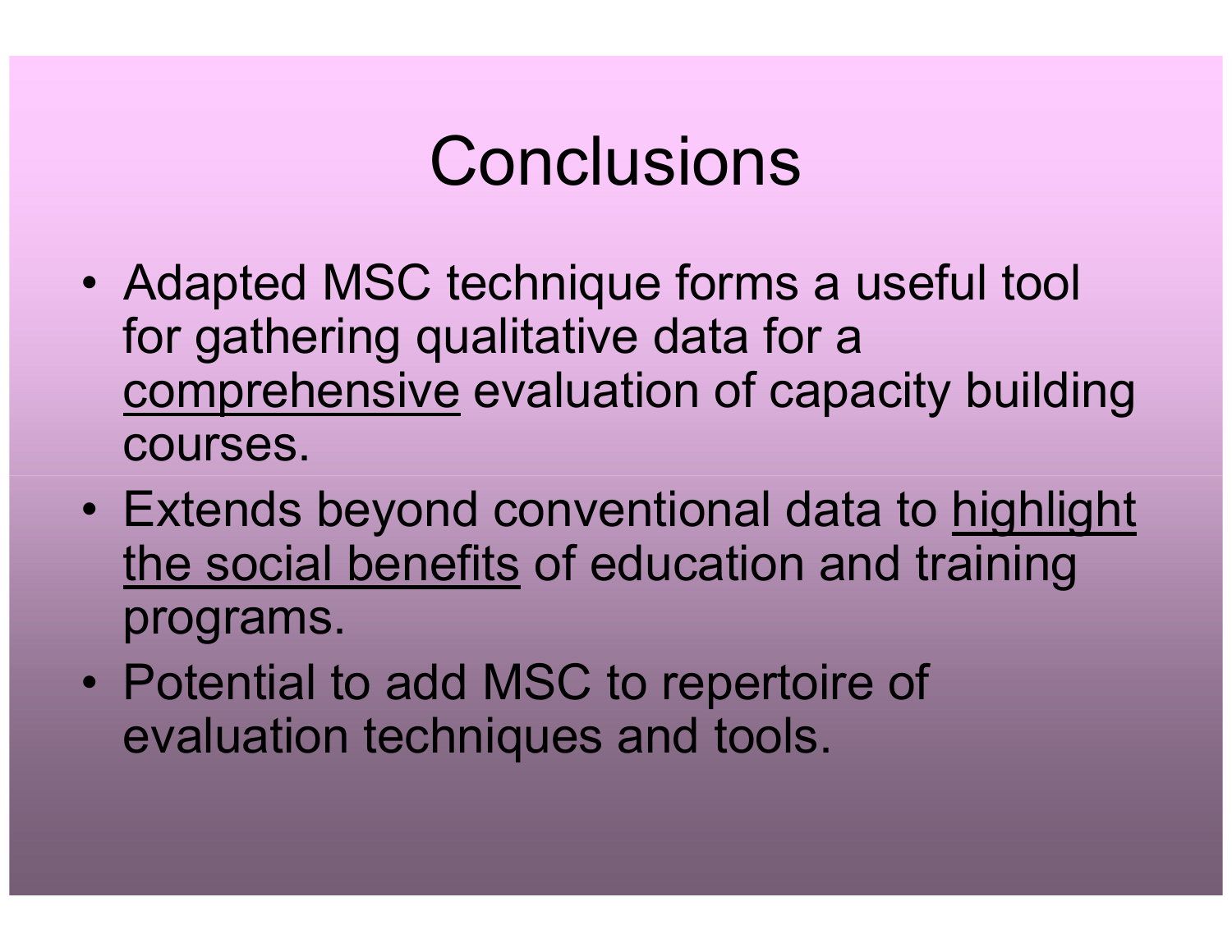# Conclusions

- Adapted MSC technique forms a useful tool for gathering qualitative data for a <u>comprehensive</u> evaluation of capacity building courses.
- Extends beyond conventional data to <u>highlight the social benefits</u> of education and training programs.
- Potential to add MSC to repertoire of evaluation techniques and tools.